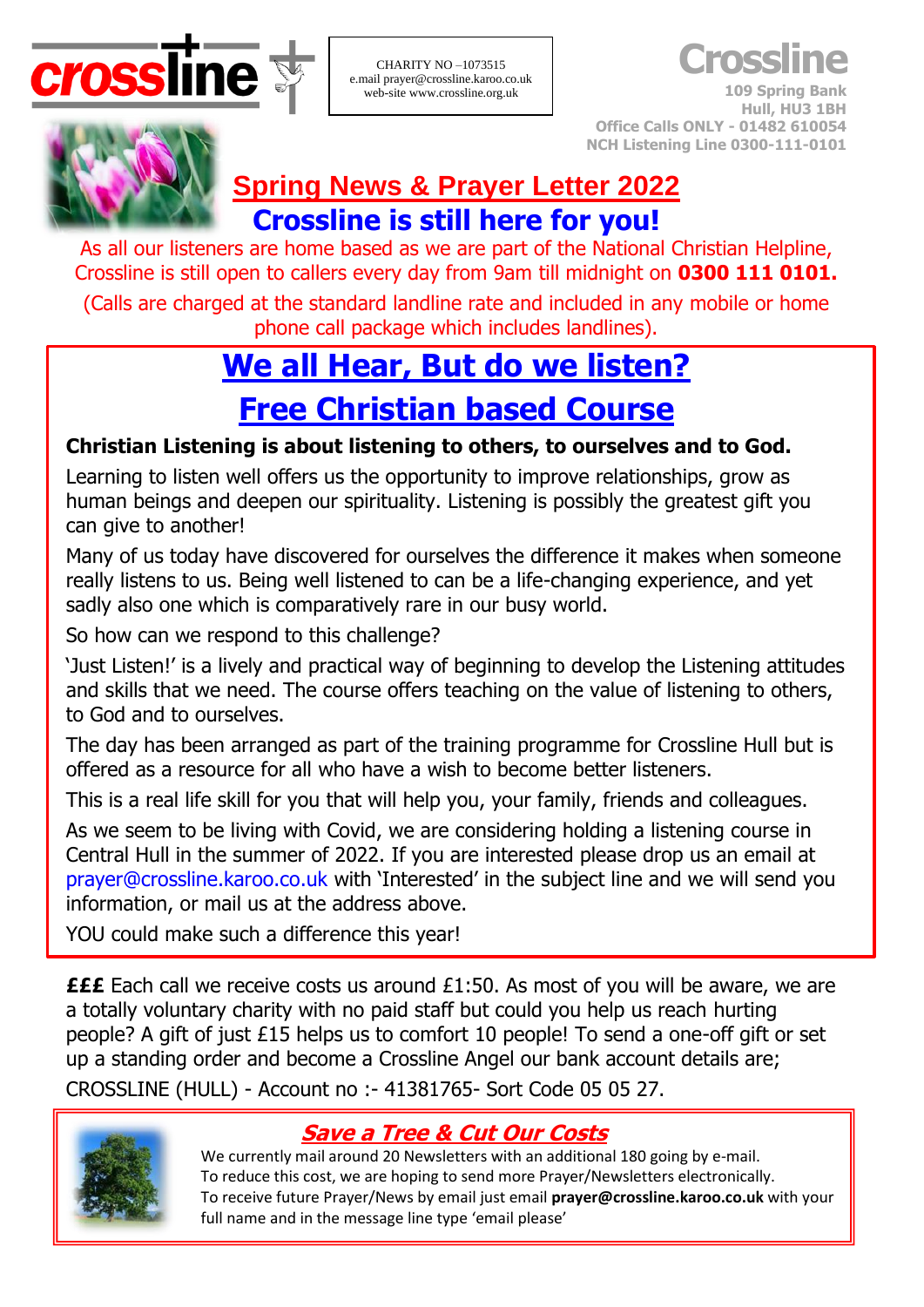crossline

CHARITY NO –1073515
e.mail prayer@crossline.karoo.co.uk
web-site www.crossline.org.uk

**Crossline**
109 Spring Bank
Hull, HU3 1BH
Office Calls ONLY - 01482 610054
NCH Listening Line 0300-111-0101

# Spring News & Prayer Letter 2022

## Crossline is still here for you!

As all our listeners are home based as we are part of the National Christian Helpline, Crossline is still open to callers every day from 9am till midnight on **0300 111 0101.**

(Calls are charged at the standard landline rate and included in any mobile or home phone call package which includes landlines).

## We all Hear, But do we listen?

## Free Christian based Course

**Christian Listening is about listening to others, to ourselves and to God.**

Learning to listen well offers us the opportunity to improve relationships, grow as human beings and deepen our spirituality. Listening is possibly the greatest gift you can give to another!

Many of us today have discovered for ourselves the difference it makes when someone really listens to us. Being well listened to can be a life-changing experience, and yet sadly also one which is comparatively rare in our busy world.

So how can we respond to this challenge?

'Just Listen!' is a lively and practical way of beginning to develop the Listening attitudes and skills that we need. The course offers teaching on the value of listening to others, to God and to ourselves.

The day has been arranged as part of the training programme for Crossline Hull but is offered as a resource for all who have a wish to become better listeners.

This is a real life skill for you that will help you, your family, friends and colleagues.

As we seem to be living with Covid, we are considering holding a listening course in Central Hull in the summer of 2022. If you are interested please drop us an email at prayer@crossline.karoo.co.uk with 'Interested' in the subject line and we will send you information, or mail us at the address above.

YOU could make such a difference this year!

**£££** Each call we receive costs us around £1:50. As most of you will be aware, we are a totally voluntary charity with no paid staff but could you help us reach hurting people? A gift of just £15 helps us to comfort 10 people! To send a one-off gift or set up a standing order and become a Crossline Angel our bank account details are;

CROSSLINE (HULL) - Account no :- 41381765- Sort Code 05 05 27.

### *Save a Tree & Cut Our Costs*

We currently mail around 20 Newsletters with an additional 180 going by e-mail.
To reduce this cost, we are hoping to send more Prayer/Newsletters electronically.
To receive future Prayer/News by email just email **prayer@crossline.karoo.co.uk** with your full name and in the message line type 'email please'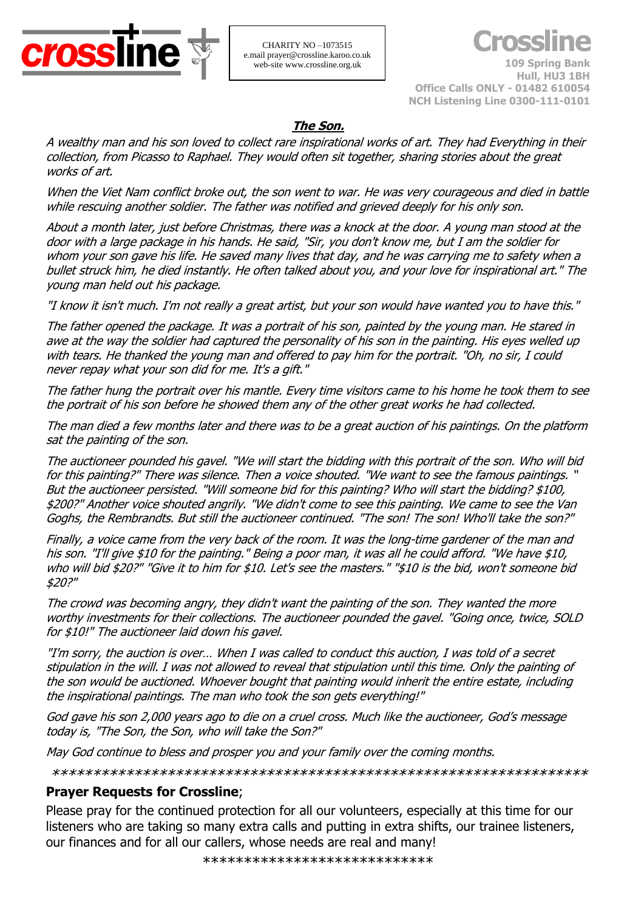crossline

CHARITY NO –1073515
e.mail prayer@crossline.karoo.co.uk
web-site www.crossline.org.uk

**Crossline**
**109 Spring Bank**
**Hull, HU3 1BH**
**Office Calls ONLY - 01482 610054**
**NCH Listening Line 0300-111-0101**

## ***The Son.***

*A wealthy man and his son loved to collect rare inspirational works of art. They had Everything in their collection, from Picasso to Raphael. They would often sit together, sharing stories about the great works of art.*

*When the Viet Nam conflict broke out, the son went to war. He was very courageous and died in battle while rescuing another soldier. The father was notified and grieved deeply for his only son.*

*About a month later, just before Christmas, there was a knock at the door. A young man stood at the door with a large package in his hands. He said, "Sir, you don't know me, but I am the soldier for whom your son gave his life. He saved many lives that day, and he was carrying me to safety when a bullet struck him, he died instantly. He often talked about you, and your love for inspirational art." The young man held out his package.*

*"I know it isn't much. I'm not really a great artist, but your son would have wanted you to have this."*

*The father opened the package. It was a portrait of his son, painted by the young man. He stared in awe at the way the soldier had captured the personality of his son in the painting. His eyes welled up with tears. He thanked the young man and offered to pay him for the portrait. "Oh, no sir, I could never repay what your son did for me. It's a gift."*

*The father hung the portrait over his mantle. Every time visitors came to his home he took them to see the portrait of his son before he showed them any of the other great works he had collected.*

*The man died a few months later and there was to be a great auction of his paintings. On the platform sat the painting of the son.*

*The auctioneer pounded his gavel. "We will start the bidding with this portrait of the son. Who will bid for this painting?" There was silence. Then a voice shouted. "We want to see the famous paintings. " But the auctioneer persisted. "Will someone bid for this painting? Who will start the bidding? $100, $200?" Another voice shouted angrily. "We didn't come to see this painting. We came to see the Van Goghs, the Rembrandts. But still the auctioneer continued. "The son! The son! Who'll take the son?"*

*Finally, a voice came from the very back of the room. It was the long-time gardener of the man and his son. "I'll give $10 for the painting." Being a poor man, it was all he could afford. "We have $10, who will bid $20?" "Give it to him for $10. Let's see the masters." "$10 is the bid, won't someone bid $20?"*

*The crowd was becoming angry, they didn't want the painting of the son. They wanted the more worthy investments for their collections. The auctioneer pounded the gavel. "Going once, twice, SOLD for $10!" The auctioneer laid down his gavel.*

*"I'm sorry, the auction is over… When I was called to conduct this auction, I was told of a secret stipulation in the will. I was not allowed to reveal that stipulation until this time. Only the painting of the son would be auctioned. Whoever bought that painting would inherit the entire estate, including the inspirational paintings. The man who took the son gets everything!"*

*God gave his son 2,000 years ago to die on a cruel cross. Much like the auctioneer, God's message today is, "The Son, the Son, who will take the Son?"*

*May God continue to bless and prosper you and your family over the coming months.*

*******************************************************************

**Prayer Requests for Crossline**;

Please pray for the continued protection for all our volunteers, especially at this time for our listeners who are taking so many extra calls and putting in extra shifts, our trainee listeners, our finances and for all our callers, whose needs are real and many!

****************************